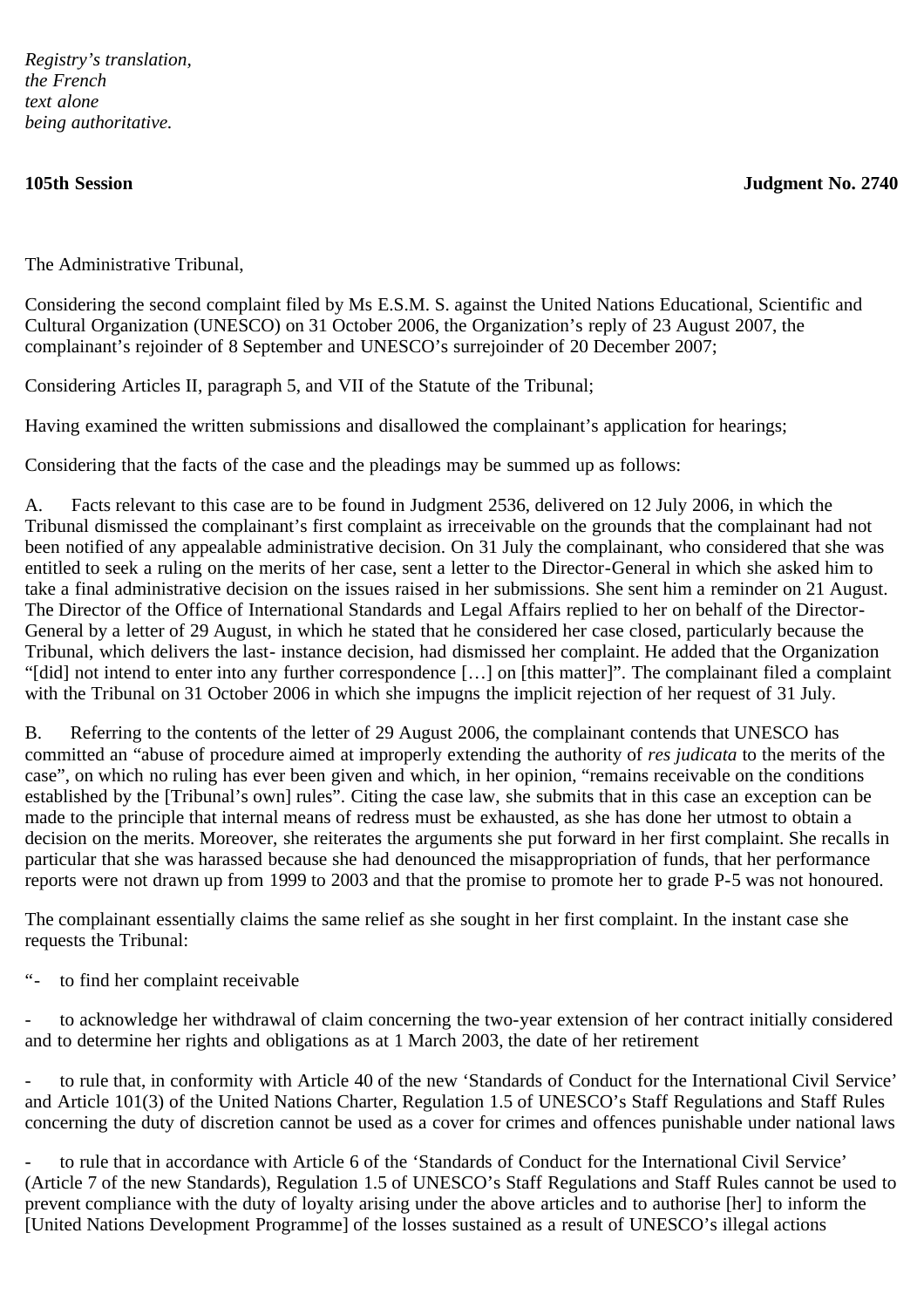*Registry's translation,*
*the French*
*text alone*
*being authoritative.*

**105th Session** **Judgment No. 2740**

The Administrative Tribunal,

Considering the second complaint filed by Ms E.S.M. S. against the United Nations Educational, Scientific and Cultural Organization (UNESCO) on 31 October 2006, the Organization's reply of 23 August 2007, the complainant's rejoinder of 8 September and UNESCO's surrejoinder of 20 December 2007;

Considering Articles II, paragraph 5, and VII of the Statute of the Tribunal;

Having examined the written submissions and disallowed the complainant's application for hearings;

Considering that the facts of the case and the pleadings may be summed up as follows:

A. Facts relevant to this case are to be found in Judgment 2536, delivered on 12 July 2006, in which the Tribunal dismissed the complainant's first complaint as irreceivable on the grounds that the complainant had not been notified of any appealable administrative decision. On 31 July the complainant, who considered that she was entitled to seek a ruling on the merits of her case, sent a letter to the Director-General in which she asked him to take a final administrative decision on the issues raised in her submissions. She sent him a reminder on 21 August. The Director of the Office of International Standards and Legal Affairs replied to her on behalf of the Director-General by a letter of 29 August, in which he stated that he considered her case closed, particularly because the Tribunal, which delivers the last- instance decision, had dismissed her complaint. He added that the Organization "[did] not intend to enter into any further correspondence […] on [this matter]". The complainant filed a complaint with the Tribunal on 31 October 2006 in which she impugns the implicit rejection of her request of 31 July.

B. Referring to the contents of the letter of 29 August 2006, the complainant contends that UNESCO has committed an "abuse of procedure aimed at improperly extending the authority of *res judicata* to the merits of the case", on which no ruling has ever been given and which, in her opinion, "remains receivable on the conditions established by the [Tribunal's own] rules". Citing the case law, she submits that in this case an exception can be made to the principle that internal means of redress must be exhausted, as she has done her utmost to obtain a decision on the merits. Moreover, she reiterates the arguments she put forward in her first complaint. She recalls in particular that she was harassed because she had denounced the misappropriation of funds, that her performance reports were not drawn up from 1999 to 2003 and that the promise to promote her to grade P-5 was not honoured.

The complainant essentially claims the same relief as she sought in her first complaint. In the instant case she requests the Tribunal:

"- to find her complaint receivable

- to acknowledge her withdrawal of claim concerning the two-year extension of her contract initially considered and to determine her rights and obligations as at 1 March 2003, the date of her retirement

- to rule that, in conformity with Article 40 of the new 'Standards of Conduct for the International Civil Service' and Article 101(3) of the United Nations Charter, Regulation 1.5 of UNESCO's Staff Regulations and Staff Rules concerning the duty of discretion cannot be used as a cover for crimes and offences punishable under national laws

- to rule that in accordance with Article 6 of the 'Standards of Conduct for the International Civil Service' (Article 7 of the new Standards), Regulation 1.5 of UNESCO's Staff Regulations and Staff Rules cannot be used to prevent compliance with the duty of loyalty arising under the above articles and to authorise [her] to inform the [United Nations Development Programme] of the losses sustained as a result of UNESCO's illegal actions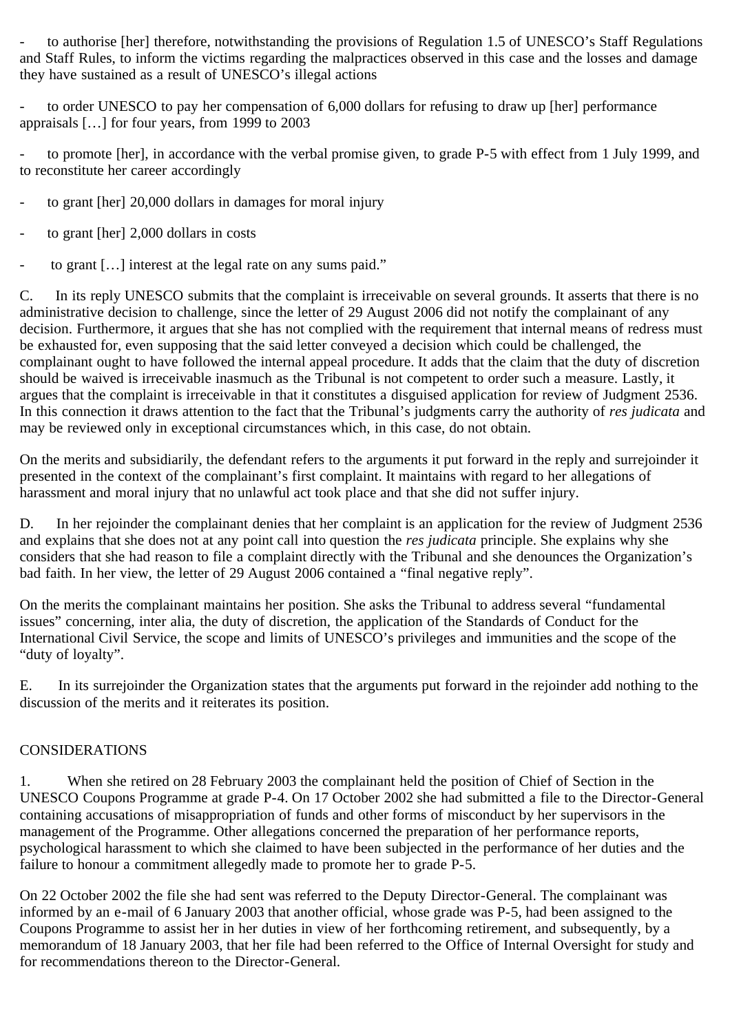- to authorise [her] therefore, notwithstanding the provisions of Regulation 1.5 of UNESCO's Staff Regulations and Staff Rules, to inform the victims regarding the malpractices observed in this case and the losses and damage they have sustained as a result of UNESCO's illegal actions

- to order UNESCO to pay her compensation of 6,000 dollars for refusing to draw up [her] performance appraisals […] for four years, from 1999 to 2003

- to promote [her], in accordance with the verbal promise given, to grade P-5 with effect from 1 July 1999, and to reconstitute her career accordingly

- to grant [her] 20,000 dollars in damages for moral injury

- to grant [her] 2,000 dollars in costs

- to grant […] interest at the legal rate on any sums paid."

C. In its reply UNESCO submits that the complaint is irreceivable on several grounds. It asserts that there is no administrative decision to challenge, since the letter of 29 August 2006 did not notify the complainant of any decision. Furthermore, it argues that she has not complied with the requirement that internal means of redress must be exhausted for, even supposing that the said letter conveyed a decision which could be challenged, the complainant ought to have followed the internal appeal procedure. It adds that the claim that the duty of discretion should be waived is irreceivable inasmuch as the Tribunal is not competent to order such a measure. Lastly, it argues that the complaint is irreceivable in that it constitutes a disguised application for review of Judgment 2536. In this connection it draws attention to the fact that the Tribunal's judgments carry the authority of *res judicata* and may be reviewed only in exceptional circumstances which, in this case, do not obtain.

On the merits and subsidiarily, the defendant refers to the arguments it put forward in the reply and surrejoinder it presented in the context of the complainant's first complaint. It maintains with regard to her allegations of harassment and moral injury that no unlawful act took place and that she did not suffer injury.

D. In her rejoinder the complainant denies that her complaint is an application for the review of Judgment 2536 and explains that she does not at any point call into question the *res judicata* principle. She explains why she considers that she had reason to file a complaint directly with the Tribunal and she denounces the Organization's bad faith. In her view, the letter of 29 August 2006 contained a "final negative reply".

On the merits the complainant maintains her position. She asks the Tribunal to address several "fundamental issues" concerning, inter alia, the duty of discretion, the application of the Standards of Conduct for the International Civil Service, the scope and limits of UNESCO's privileges and immunities and the scope of the "duty of loyalty".

E. In its surrejoinder the Organization states that the arguments put forward in the rejoinder add nothing to the discussion of the merits and it reiterates its position.

## CONSIDERATIONS

1. When she retired on 28 February 2003 the complainant held the position of Chief of Section in the UNESCO Coupons Programme at grade P-4. On 17 October 2002 she had submitted a file to the Director-General containing accusations of misappropriation of funds and other forms of misconduct by her supervisors in the management of the Programme. Other allegations concerned the preparation of her performance reports, psychological harassment to which she claimed to have been subjected in the performance of her duties and the failure to honour a commitment allegedly made to promote her to grade P-5.

On 22 October 2002 the file she had sent was referred to the Deputy Director-General. The complainant was informed by an e-mail of 6 January 2003 that another official, whose grade was P-5, had been assigned to the Coupons Programme to assist her in her duties in view of her forthcoming retirement, and subsequently, by a memorandum of 18 January 2003, that her file had been referred to the Office of Internal Oversight for study and for recommendations thereon to the Director-General.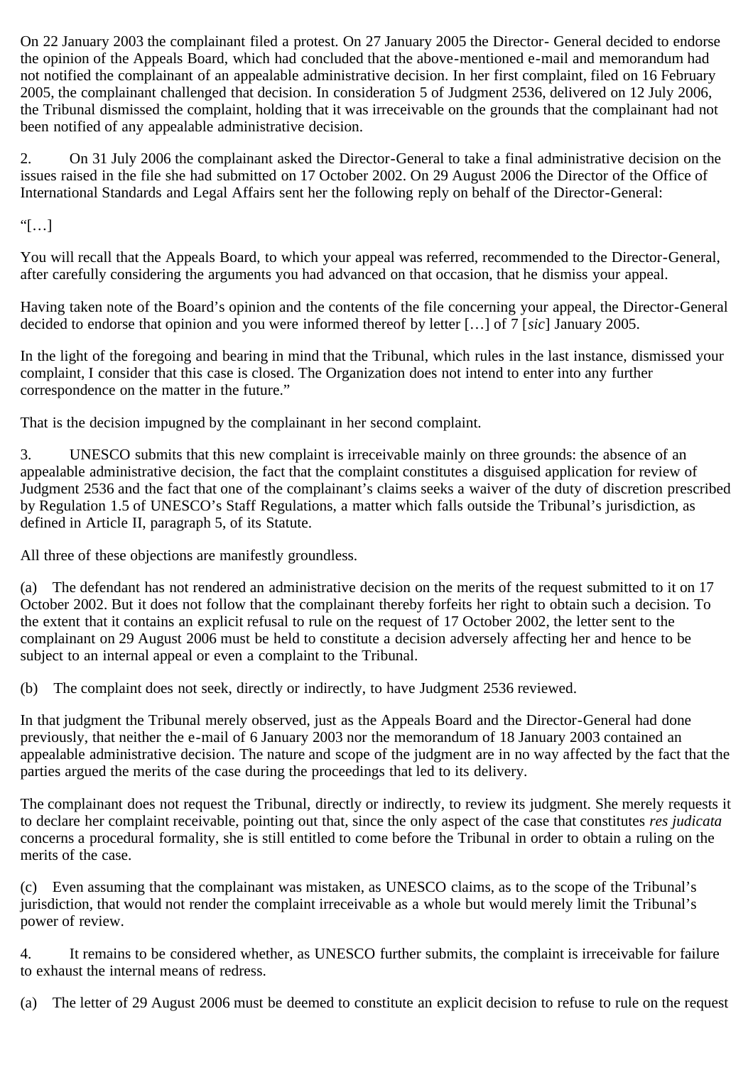On 22 January 2003 the complainant filed a protest. On 27 January 2005 the Director- General decided to endorse the opinion of the Appeals Board, which had concluded that the above-mentioned e-mail and memorandum had not notified the complainant of an appealable administrative decision. In her first complaint, filed on 16 February 2005, the complainant challenged that decision. In consideration 5 of Judgment 2536, delivered on 12 July 2006, the Tribunal dismissed the complaint, holding that it was irreceivable on the grounds that the complainant had not been notified of any appealable administrative decision.

2. On 31 July 2006 the complainant asked the Director-General to take a final administrative decision on the issues raised in the file she had submitted on 17 October 2002. On 29 August 2006 the Director of the Office of International Standards and Legal Affairs sent her the following reply on behalf of the Director-General:

"[…]

You will recall that the Appeals Board, to which your appeal was referred, recommended to the Director-General, after carefully considering the arguments you had advanced on that occasion, that he dismiss your appeal.

Having taken note of the Board's opinion and the contents of the file concerning your appeal, the Director-General decided to endorse that opinion and you were informed thereof by letter […] of 7 [*sic*] January 2005.

In the light of the foregoing and bearing in mind that the Tribunal, which rules in the last instance, dismissed your complaint, I consider that this case is closed. The Organization does not intend to enter into any further correspondence on the matter in the future."

That is the decision impugned by the complainant in her second complaint.

3. UNESCO submits that this new complaint is irreceivable mainly on three grounds: the absence of an appealable administrative decision, the fact that the complaint constitutes a disguised application for review of Judgment 2536 and the fact that one of the complainant's claims seeks a waiver of the duty of discretion prescribed by Regulation 1.5 of UNESCO's Staff Regulations, a matter which falls outside the Tribunal's jurisdiction, as defined in Article II, paragraph 5, of its Statute.

All three of these objections are manifestly groundless.

(a) The defendant has not rendered an administrative decision on the merits of the request submitted to it on 17 October 2002. But it does not follow that the complainant thereby forfeits her right to obtain such a decision. To the extent that it contains an explicit refusal to rule on the request of 17 October 2002, the letter sent to the complainant on 29 August 2006 must be held to constitute a decision adversely affecting her and hence to be subject to an internal appeal or even a complaint to the Tribunal.

(b) The complaint does not seek, directly or indirectly, to have Judgment 2536 reviewed.

In that judgment the Tribunal merely observed, just as the Appeals Board and the Director-General had done previously, that neither the e-mail of 6 January 2003 nor the memorandum of 18 January 2003 contained an appealable administrative decision. The nature and scope of the judgment are in no way affected by the fact that the parties argued the merits of the case during the proceedings that led to its delivery.

The complainant does not request the Tribunal, directly or indirectly, to review its judgment. She merely requests it to declare her complaint receivable, pointing out that, since the only aspect of the case that constitutes *res judicata* concerns a procedural formality, she is still entitled to come before the Tribunal in order to obtain a ruling on the merits of the case.

(c) Even assuming that the complainant was mistaken, as UNESCO claims, as to the scope of the Tribunal's jurisdiction, that would not render the complaint irreceivable as a whole but would merely limit the Tribunal's power of review.

4. It remains to be considered whether, as UNESCO further submits, the complaint is irreceivable for failure to exhaust the internal means of redress.

(a) The letter of 29 August 2006 must be deemed to constitute an explicit decision to refuse to rule on the request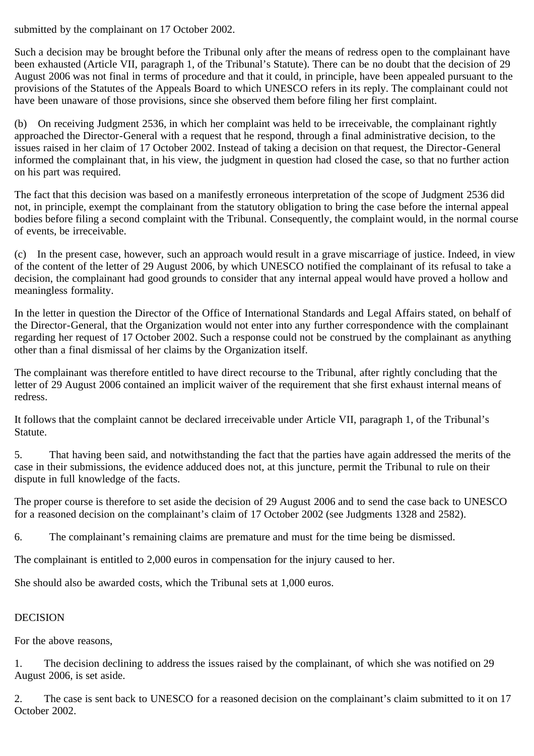submitted by the complainant on 17 October 2002.

Such a decision may be brought before the Tribunal only after the means of redress open to the complainant have been exhausted (Article VII, paragraph 1, of the Tribunal's Statute). There can be no doubt that the decision of 29 August 2006 was not final in terms of procedure and that it could, in principle, have been appealed pursuant to the provisions of the Statutes of the Appeals Board to which UNESCO refers in its reply. The complainant could not have been unaware of those provisions, since she observed them before filing her first complaint.

(b) On receiving Judgment 2536, in which her complaint was held to be irreceivable, the complainant rightly approached the Director-General with a request that he respond, through a final administrative decision, to the issues raised in her claim of 17 October 2002. Instead of taking a decision on that request, the Director-General informed the complainant that, in his view, the judgment in question had closed the case, so that no further action on his part was required.

The fact that this decision was based on a manifestly erroneous interpretation of the scope of Judgment 2536 did not, in principle, exempt the complainant from the statutory obligation to bring the case before the internal appeal bodies before filing a second complaint with the Tribunal. Consequently, the complaint would, in the normal course of events, be irreceivable.

(c) In the present case, however, such an approach would result in a grave miscarriage of justice. Indeed, in view of the content of the letter of 29 August 2006, by which UNESCO notified the complainant of its refusal to take a decision, the complainant had good grounds to consider that any internal appeal would have proved a hollow and meaningless formality.

In the letter in question the Director of the Office of International Standards and Legal Affairs stated, on behalf of the Director-General, that the Organization would not enter into any further correspondence with the complainant regarding her request of 17 October 2002. Such a response could not be construed by the complainant as anything other than a final dismissal of her claims by the Organization itself.

The complainant was therefore entitled to have direct recourse to the Tribunal, after rightly concluding that the letter of 29 August 2006 contained an implicit waiver of the requirement that she first exhaust internal means of redress.

It follows that the complaint cannot be declared irreceivable under Article VII, paragraph 1, of the Tribunal's Statute.

5. That having been said, and notwithstanding the fact that the parties have again addressed the merits of the case in their submissions, the evidence adduced does not, at this juncture, permit the Tribunal to rule on their dispute in full knowledge of the facts.

The proper course is therefore to set aside the decision of 29 August 2006 and to send the case back to UNESCO for a reasoned decision on the complainant's claim of 17 October 2002 (see Judgments 1328 and 2582).

6. The complainant's remaining claims are premature and must for the time being be dismissed.

The complainant is entitled to 2,000 euros in compensation for the injury caused to her.

She should also be awarded costs, which the Tribunal sets at 1,000 euros.

DECISION

For the above reasons,

1. The decision declining to address the issues raised by the complainant, of which she was notified on 29 August 2006, is set aside.

2. The case is sent back to UNESCO for a reasoned decision on the complainant's claim submitted to it on 17 October 2002.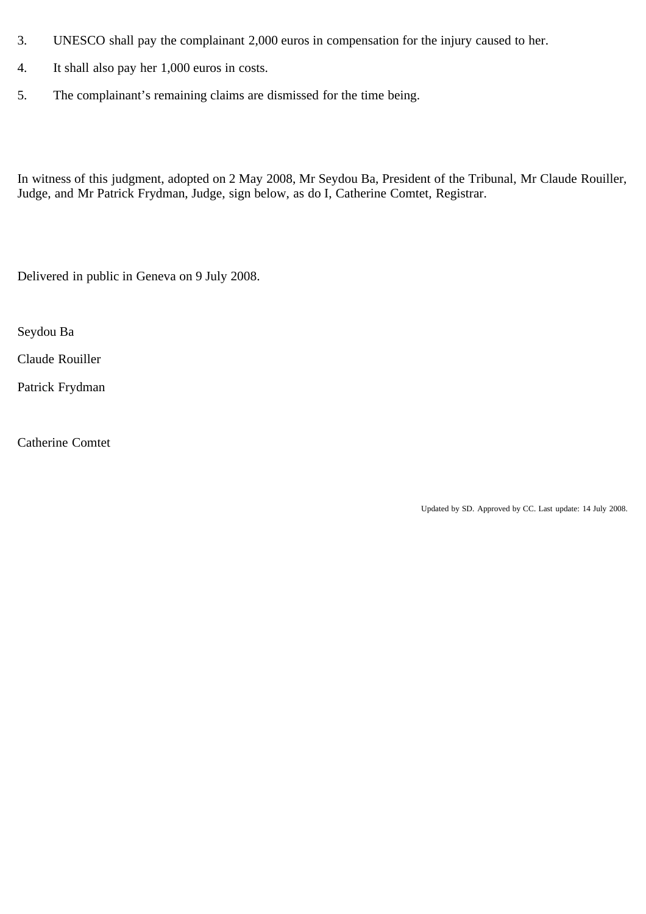3. UNESCO shall pay the complainant 2,000 euros in compensation for the injury caused to her.

4. It shall also pay her 1,000 euros in costs.

5. The complainant's remaining claims are dismissed for the time being.

In witness of this judgment, adopted on 2 May 2008, Mr Seydou Ba, President of the Tribunal, Mr Claude Rouiller, Judge, and Mr Patrick Frydman, Judge, sign below, as do I, Catherine Comtet, Registrar.

Delivered in public in Geneva on 9 July 2008.

Seydou Ba

Claude Rouiller

Patrick Frydman

Catherine Comtet

Updated by SD. Approved by CC. Last update: 14 July 2008.